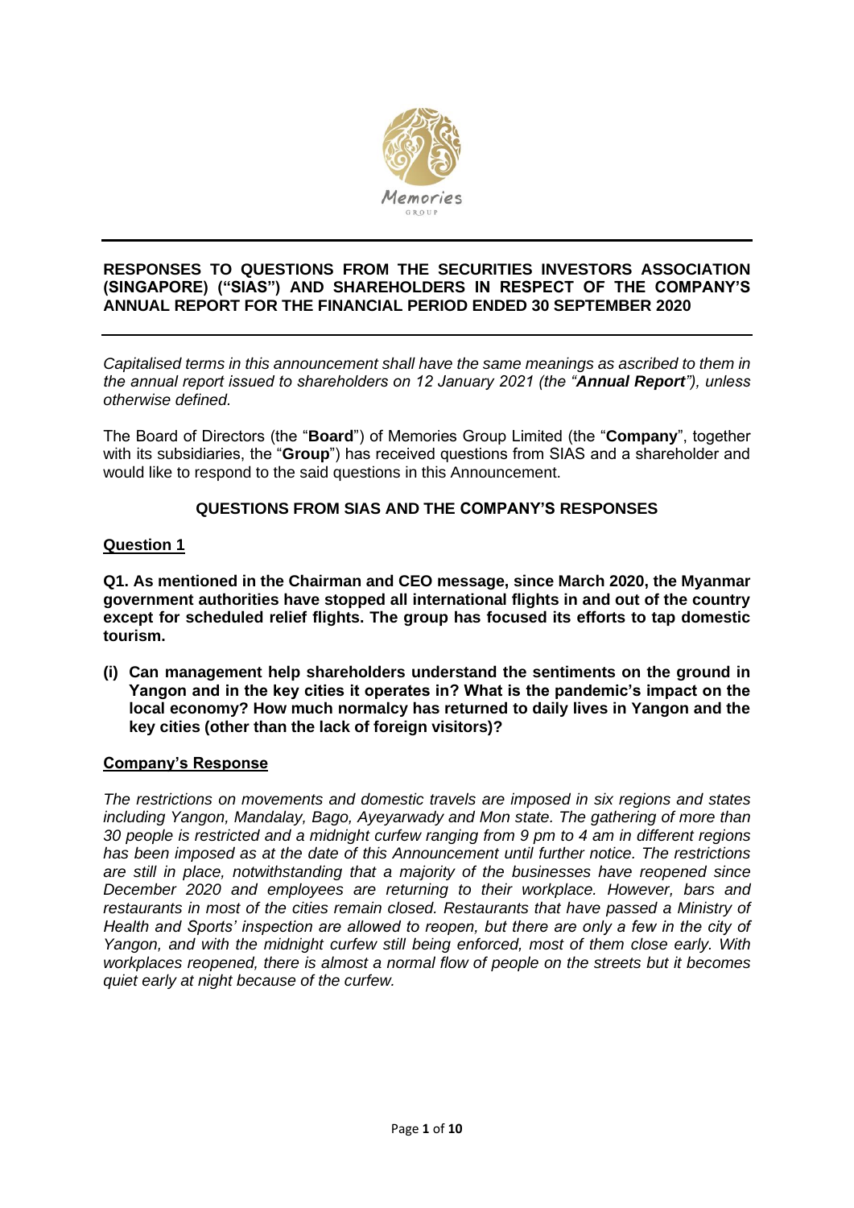# RESPONSES TO QUESTIONS FROM THE SECURITIES INVESTORS ASSOCIATION (SINGAPORE) ("SIAS") AND SHAREHOLDERS IN RESPECT OF THE COMPANY'S ANNUAL REPORT FOR THE FINANCIAL PERIOD ENDED 30 SEPTEMBER 2020

*Capitalised terms in this announcement shall have the same meanings as ascribed to them in the annual report issued to shareholders on 12 January 2021 (the "**Annual Report**"), unless otherwise defined.*

The Board of Directors (the "**Board**") of Memories Group Limited (the "**Company**", together with its subsidiaries, the "**Group**") has received questions from SIAS and a shareholder and would like to respond to the said questions in this Announcement.

## QUESTIONS FROM SIAS AND THE COMPANY'S RESPONSES

### Question 1

**Q1. As mentioned in the Chairman and CEO message, since March 2020, the Myanmar government authorities have stopped all international flights in and out of the country except for scheduled relief flights. The group has focused its efforts to tap domestic tourism.**

**(i) Can management help shareholders understand the sentiments on the ground in Yangon and in the key cities it operates in? What is the pandemic's impact on the local economy? How much normalcy has returned to daily lives in Yangon and the key cities (other than the lack of foreign visitors)?**

### Company's Response

*The restrictions on movements and domestic travels are imposed in six regions and states including Yangon, Mandalay, Bago, Ayeyarwady and Mon state. The gathering of more than 30 people is restricted and a midnight curfew ranging from 9 pm to 4 am in different regions has been imposed as at the date of this Announcement until further notice. The restrictions are still in place, notwithstanding that a majority of the businesses have reopened since December 2020 and employees are returning to their workplace. However, bars and restaurants in most of the cities remain closed. Restaurants that have passed a Ministry of Health and Sports' inspection are allowed to reopen, but there are only a few in the city of Yangon, and with the midnight curfew still being enforced, most of them close early. With workplaces reopened, there is almost a normal flow of people on the streets but it becomes quiet early at night because of the curfew.*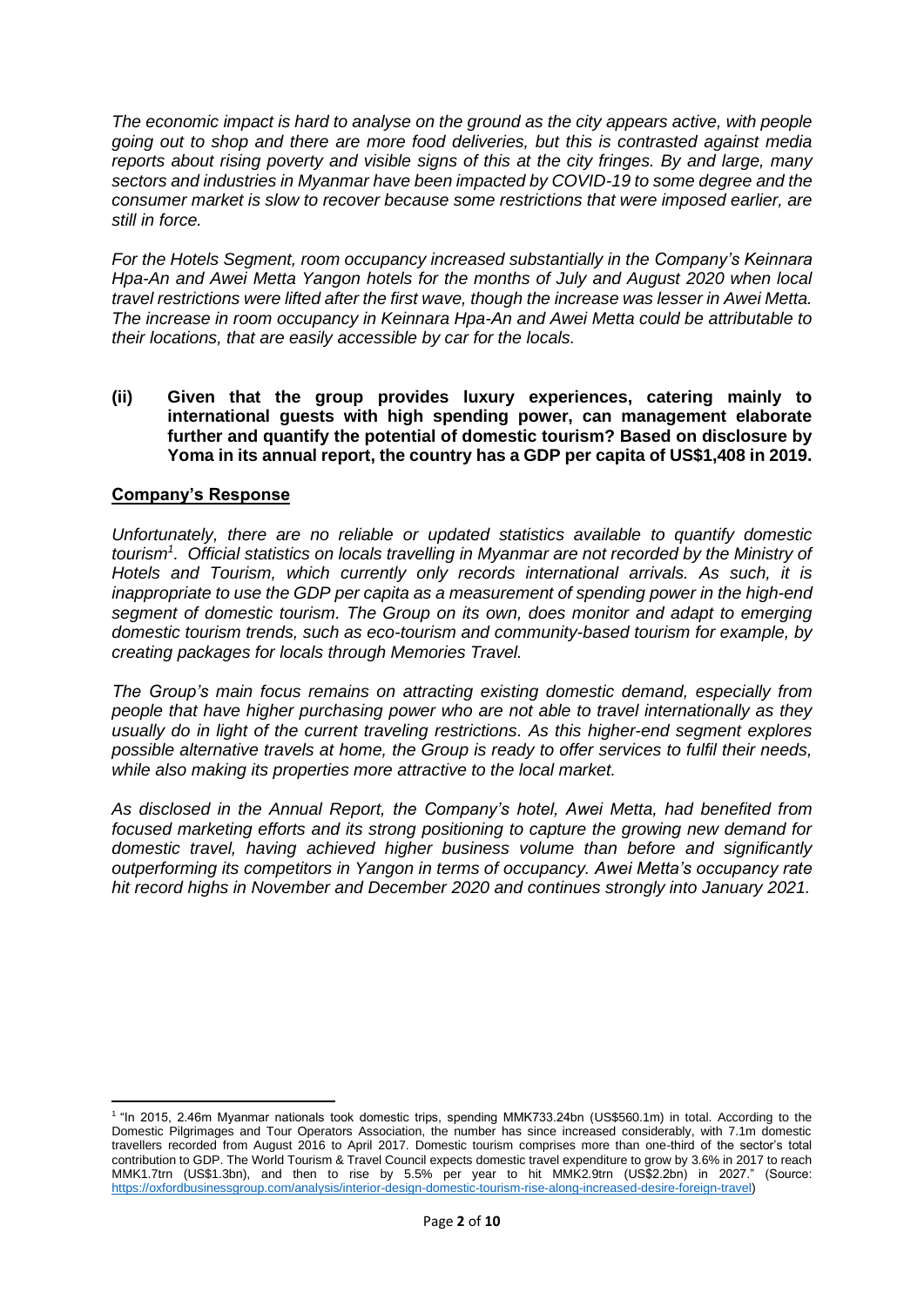*The economic impact is hard to analyse on the ground as the city appears active, with people going out to shop and there are more food deliveries, but this is contrasted against media reports about rising poverty and visible signs of this at the city fringes. By and large, many sectors and industries in Myanmar have been impacted by COVID-19 to some degree and the consumer market is slow to recover because some restrictions that were imposed earlier, are still in force.*

*For the Hotels Segment, room occupancy increased substantially in the Company's Keinnara Hpa-An and Awei Metta Yangon hotels for the months of July and August 2020 when local travel restrictions were lifted after the first wave, though the increase was lesser in Awei Metta. The increase in room occupancy in Keinnara Hpa-An and Awei Metta could be attributable to their locations, that are easily accessible by car for the locals.*

**(ii) Given that the group provides luxury experiences, catering mainly to international guests with high spending power, can management elaborate further and quantify the potential of domestic tourism? Based on disclosure by Yoma in its annual report, the country has a GDP per capita of US$1,408 in 2019.**

**Company's Response**

*Unfortunately, there are no reliable or updated statistics available to quantify domestic tourism[1]. Official statistics on locals travelling in Myanmar are not recorded by the Ministry of Hotels and Tourism, which currently only records international arrivals. As such, it is inappropriate to use the GDP per capita as a measurement of spending power in the high-end segment of domestic tourism. The Group on its own, does monitor and adapt to emerging domestic tourism trends, such as eco-tourism and community-based tourism for example, by creating packages for locals through Memories Travel.*

*The Group's main focus remains on attracting existing domestic demand, especially from people that have higher purchasing power who are not able to travel internationally as they usually do in light of the current traveling restrictions. As this higher-end segment explores possible alternative travels at home, the Group is ready to offer services to fulfil their needs, while also making its properties more attractive to the local market.*

*As disclosed in the Annual Report, the Company's hotel, Awei Metta, had benefited from focused marketing efforts and its strong positioning to capture the growing new demand for domestic travel, having achieved higher business volume than before and significantly outperforming its competitors in Yangon in terms of occupancy. Awei Metta's occupancy rate hit record highs in November and December 2020 and continues strongly into January 2021.*

---

[1] "In 2015, 2.46m Myanmar nationals took domestic trips, spending MMK733.24bn (US$560.1m) in total. According to the Domestic Pilgrimages and Tour Operators Association, the number has since increased considerably, with 7.1m domestic travellers recorded from August 2016 to April 2017. Domestic tourism comprises more than one-third of the sector's total contribution to GDP. The World Tourism & Travel Council expects domestic travel expenditure to grow by 3.6% in 2017 to reach MMK1.7trn (US$1.3bn), and then to rise by 5.5% per year to hit MMK2.9trn (US$2.2bn) in 2027." (Source: https://oxfordbusinessgroup.com/analysis/interior-design-domestic-tourism-rise-along-increased-desire-foreign-travel)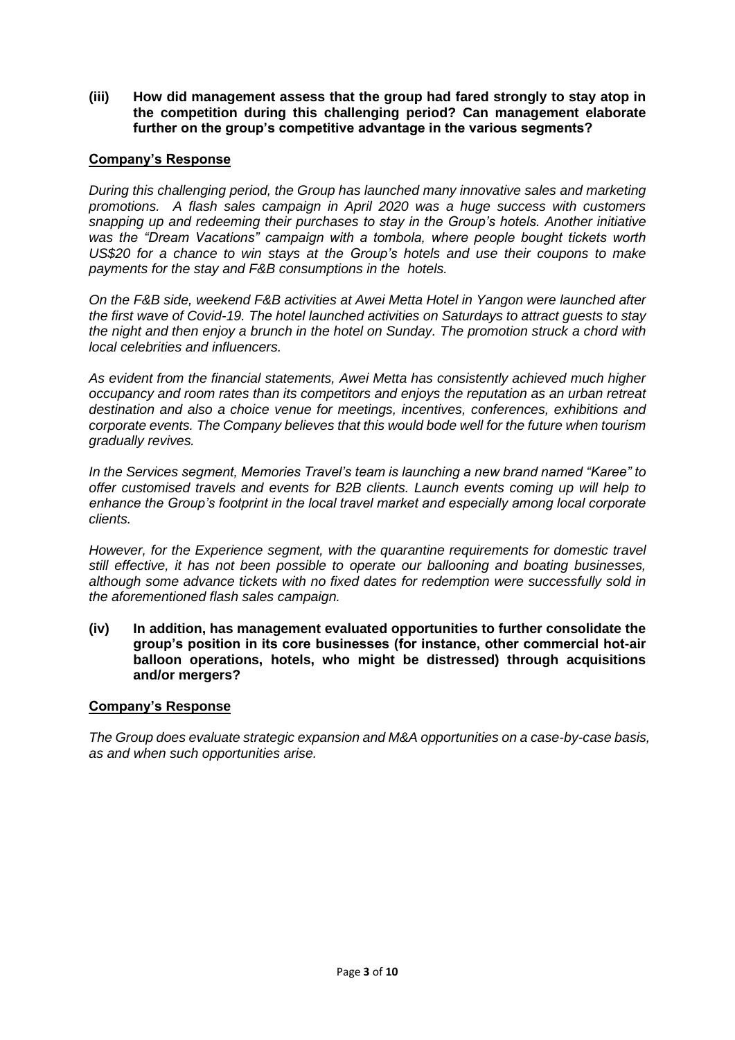**(iii) How did management assess that the group had fared strongly to stay atop in the competition during this challenging period? Can management elaborate further on the group's competitive advantage in the various segments?**

**Company's Response**

*During this challenging period, the Group has launched many innovative sales and marketing promotions. A flash sales campaign in April 2020 was a huge success with customers snapping up and redeeming their purchases to stay in the Group's hotels. Another initiative was the "Dream Vacations" campaign with a tombola, where people bought tickets worth US$20 for a chance to win stays at the Group's hotels and use their coupons to make payments for the stay and F&B consumptions in the hotels.*

*On the F&B side, weekend F&B activities at Awei Metta Hotel in Yangon were launched after the first wave of Covid-19. The hotel launched activities on Saturdays to attract guests to stay the night and then enjoy a brunch in the hotel on Sunday. The promotion struck a chord with local celebrities and influencers.*

*As evident from the financial statements, Awei Metta has consistently achieved much higher occupancy and room rates than its competitors and enjoys the reputation as an urban retreat destination and also a choice venue for meetings, incentives, conferences, exhibitions and corporate events. The Company believes that this would bode well for the future when tourism gradually revives.*

*In the Services segment, Memories Travel's team is launching a new brand named "Karee" to offer customised travels and events for B2B clients. Launch events coming up will help to enhance the Group's footprint in the local travel market and especially among local corporate clients.*

*However, for the Experience segment, with the quarantine requirements for domestic travel still effective, it has not been possible to operate our ballooning and boating businesses, although some advance tickets with no fixed dates for redemption were successfully sold in the aforementioned flash sales campaign.*

**(iv) In addition, has management evaluated opportunities to further consolidate the group's position in its core businesses (for instance, other commercial hot-air balloon operations, hotels, who might be distressed) through acquisitions and/or mergers?**

**Company's Response**

*The Group does evaluate strategic expansion and M&A opportunities on a case-by-case basis, as and when such opportunities arise.*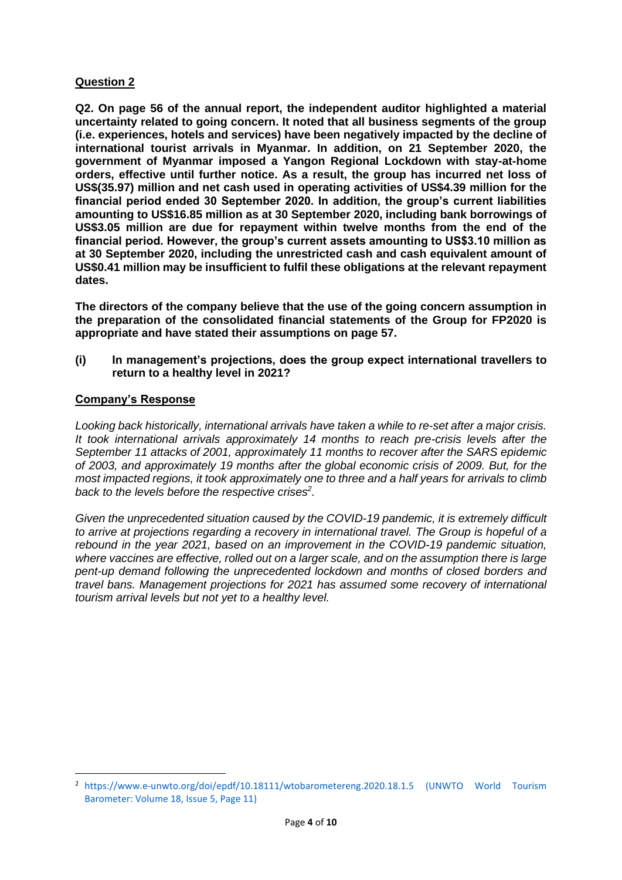## Question 2

**Q2. On page 56 of the annual report, the independent auditor highlighted a material uncertainty related to going concern. It noted that all business segments of the group (i.e. experiences, hotels and services) have been negatively impacted by the decline of international tourist arrivals in Myanmar. In addition, on 21 September 2020, the government of Myanmar imposed a Yangon Regional Lockdown with stay-at-home orders, effective until further notice. As a result, the group has incurred net loss of US$(35.97) million and net cash used in operating activities of US$4.39 million for the financial period ended 30 September 2020. In addition, the group's current liabilities amounting to US$16.85 million as at 30 September 2020, including bank borrowings of US$3.05 million are due for repayment within twelve months from the end of the financial period. However, the group's current assets amounting to US$3.10 million as at 30 September 2020, including the unrestricted cash and cash equivalent amount of US$0.41 million may be insufficient to fulfil these obligations at the relevant repayment dates.**

**The directors of the company believe that the use of the going concern assumption in the preparation of the consolidated financial statements of the Group for FP2020 is appropriate and have stated their assumptions on page 57.**

**(i) In management's projections, does the group expect international travellers to return to a healthy level in 2021?**

### Company's Response

*Looking back historically, international arrivals have taken a while to re-set after a major crisis. It took international arrivals approximately 14 months to reach pre-crisis levels after the September 11 attacks of 2001, approximately 11 months to recover after the SARS epidemic of 2003, and approximately 19 months after the global economic crisis of 2009. But, for the most impacted regions, it took approximately one to three and a half years for arrivals to climb back to the levels before the respective crises[2].*

*Given the unprecedented situation caused by the COVID-19 pandemic, it is extremely difficult to arrive at projections regarding a recovery in international travel. The Group is hopeful of a rebound in the year 2021, based on an improvement in the COVID-19 pandemic situation, where vaccines are effective, rolled out on a larger scale, and on the assumption there is large pent-up demand following the unprecedented lockdown and months of closed borders and travel bans. Management projections for 2021 has assumed some recovery of international tourism arrival levels but not yet to a healthy level.*

---

[2] https://www.e-unwto.org/doi/epdf/10.18111/wtobarometereng.2020.18.1.5 (UNWTO World Tourism Barometer: Volume 18, Issue 5, Page 11)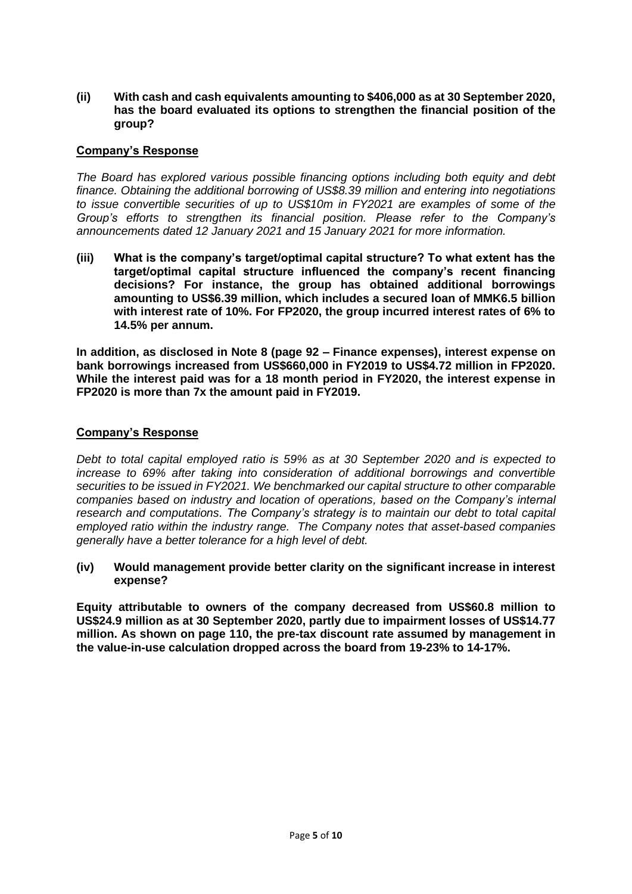**(ii) With cash and cash equivalents amounting to $406,000 as at 30 September 2020, has the board evaluated its options to strengthen the financial position of the group?**

**Company's Response**

*The Board has explored various possible financing options including both equity and debt finance. Obtaining the additional borrowing of US$8.39 million and entering into negotiations to issue convertible securities of up to US$10m in FY2021 are examples of some of the Group's efforts to strengthen its financial position. Please refer to the Company's announcements dated 12 January 2021 and 15 January 2021 for more information.*

**(iii) What is the company's target/optimal capital structure? To what extent has the target/optimal capital structure influenced the company's recent financing decisions? For instance, the group has obtained additional borrowings amounting to US$6.39 million, which includes a secured loan of MMK6.5 billion with interest rate of 10%. For FP2020, the group incurred interest rates of 6% to 14.5% per annum.**

**In addition, as disclosed in Note 8 (page 92 – Finance expenses), interest expense on bank borrowings increased from US$660,000 in FY2019 to US$4.72 million in FP2020. While the interest paid was for a 18 month period in FY2020, the interest expense in FP2020 is more than 7x the amount paid in FY2019.**

**Company's Response**

*Debt to total capital employed ratio is 59% as at 30 September 2020 and is expected to increase to 69% after taking into consideration of additional borrowings and convertible securities to be issued in FY2021. We benchmarked our capital structure to other comparable companies based on industry and location of operations, based on the Company's internal research and computations. The Company's strategy is to maintain our debt to total capital employed ratio within the industry range. The Company notes that asset-based companies generally have a better tolerance for a high level of debt.*

**(iv) Would management provide better clarity on the significant increase in interest expense?**

**Equity attributable to owners of the company decreased from US$60.8 million to US$24.9 million as at 30 September 2020, partly due to impairment losses of US$14.77 million. As shown on page 110, the pre-tax discount rate assumed by management in the value-in-use calculation dropped across the board from 19-23% to 14-17%.**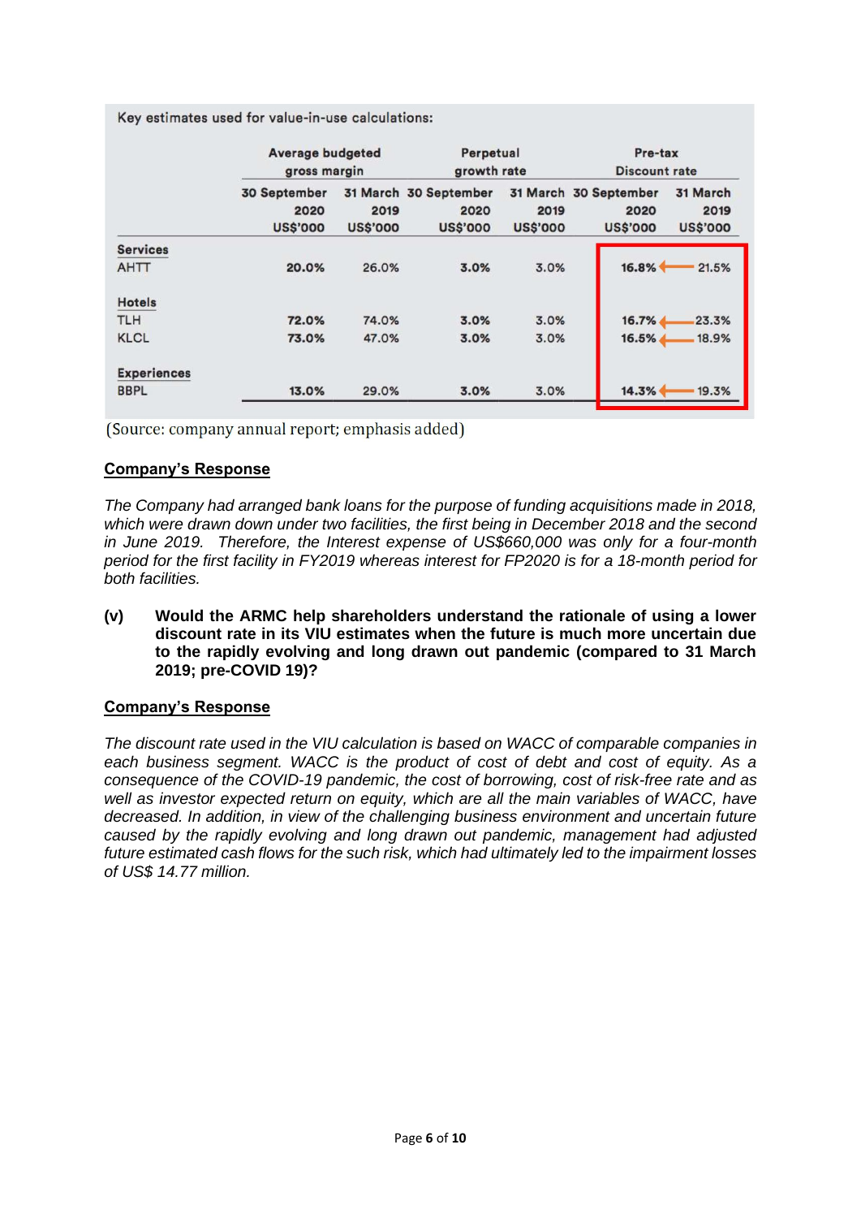Key estimates used for value-in-use calculations:

| | Average budgeted gross margin | | Perpetual growth rate | | Pre-tax Discount rate | |
|---|---|---|---|---|---|---|
| | 30 September 2020 US$'000 | 31 March 2019 US$'000 | 30 September 2020 US$'000 | 31 March 2019 US$'000 | 30 September 2020 US$'000 | 31 March 2019 US$'000 |
| **Services** | | | | | | |
| AHTT | **20.0%** | 26.0% | **3.0%** | 3.0% | **16.8%** | 21.5% |
| **Hotels** | | | | | | |
| TLH | **72.0%** | 74.0% | **3.0%** | 3.0% | **16.7%** | 23.3% |
| KLCL | **73.0%** | 47.0% | **3.0%** | 3.0% | **16.5%** | 18.9% |
| **Experiences** | | | | | | |
| BBPL | **13.0%** | 29.0% | **3.0%** | 3.0% | **14.3%** | 19.3% |

(Source: company annual report; emphasis added)

**Company's Response**

*The Company had arranged bank loans for the purpose of funding acquisitions made in 2018, which were drawn down under two facilities, the first being in December 2018 and the second in June 2019. Therefore, the Interest expense of US$660,000 was only for a four-month period for the first facility in FY2019 whereas interest for FP2020 is for a 18-month period for both facilities.*

**(v) Would the ARMC help shareholders understand the rationale of using a lower discount rate in its VIU estimates when the future is much more uncertain due to the rapidly evolving and long drawn out pandemic (compared to 31 March 2019; pre-COVID 19)?**

**Company's Response**

*The discount rate used in the VIU calculation is based on WACC of comparable companies in each business segment. WACC is the product of cost of debt and cost of equity. As a consequence of the COVID-19 pandemic, the cost of borrowing, cost of risk-free rate and as well as investor expected return on equity, which are all the main variables of WACC, have decreased. In addition, in view of the challenging business environment and uncertain future caused by the rapidly evolving and long drawn out pandemic, management had adjusted future estimated cash flows for the such risk, which had ultimately led to the impairment losses of US$ 14.77 million.*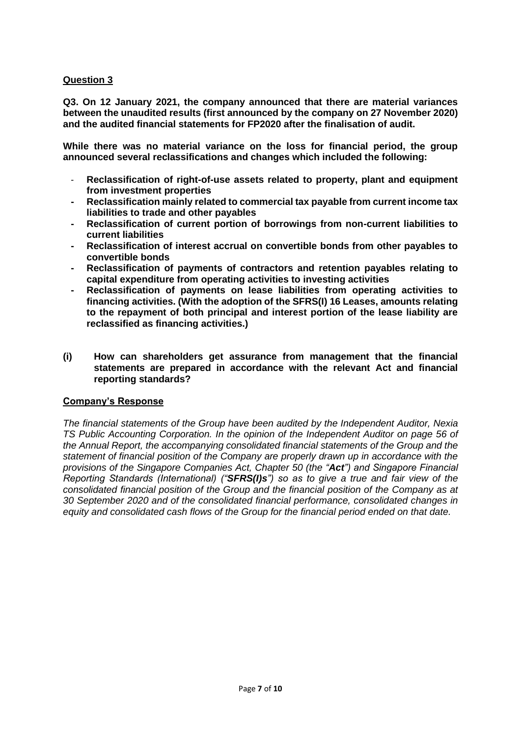## Question 3

**Q3. On 12 January 2021, the company announced that there are material variances between the unaudited results (first announced by the company on 27 November 2020) and the audited financial statements for FP2020 after the finalisation of audit.**

**While there was no material variance on the loss for financial period, the group announced several reclassifications and changes which included the following:**

- **Reclassification of right-of-use assets related to property, plant and equipment from investment properties**
- **Reclassification mainly related to commercial tax payable from current income tax liabilities to trade and other payables**
- **Reclassification of current portion of borrowings from non-current liabilities to current liabilities**
- **Reclassification of interest accrual on convertible bonds from other payables to convertible bonds**
- **Reclassification of payments of contractors and retention payables relating to capital expenditure from operating activities to investing activities**
- **Reclassification of payments on lease liabilities from operating activities to financing activities. (With the adoption of the SFRS(I) 16 Leases, amounts relating to the repayment of both principal and interest portion of the lease liability are reclassified as financing activities.)**

**(i) How can shareholders get assurance from management that the financial statements are prepared in accordance with the relevant Act and financial reporting standards?**

### Company's Response

*The financial statements of the Group have been audited by the Independent Auditor, Nexia TS Public Accounting Corporation. In the opinion of the Independent Auditor on page 56 of the Annual Report, the accompanying consolidated financial statements of the Group and the statement of financial position of the Company are properly drawn up in accordance with the provisions of the Singapore Companies Act, Chapter 50 (the "**Act**") and Singapore Financial Reporting Standards (International) ("**SFRS(I)s**") so as to give a true and fair view of the consolidated financial position of the Group and the financial position of the Company as at 30 September 2020 and of the consolidated financial performance, consolidated changes in equity and consolidated cash flows of the Group for the financial period ended on that date.*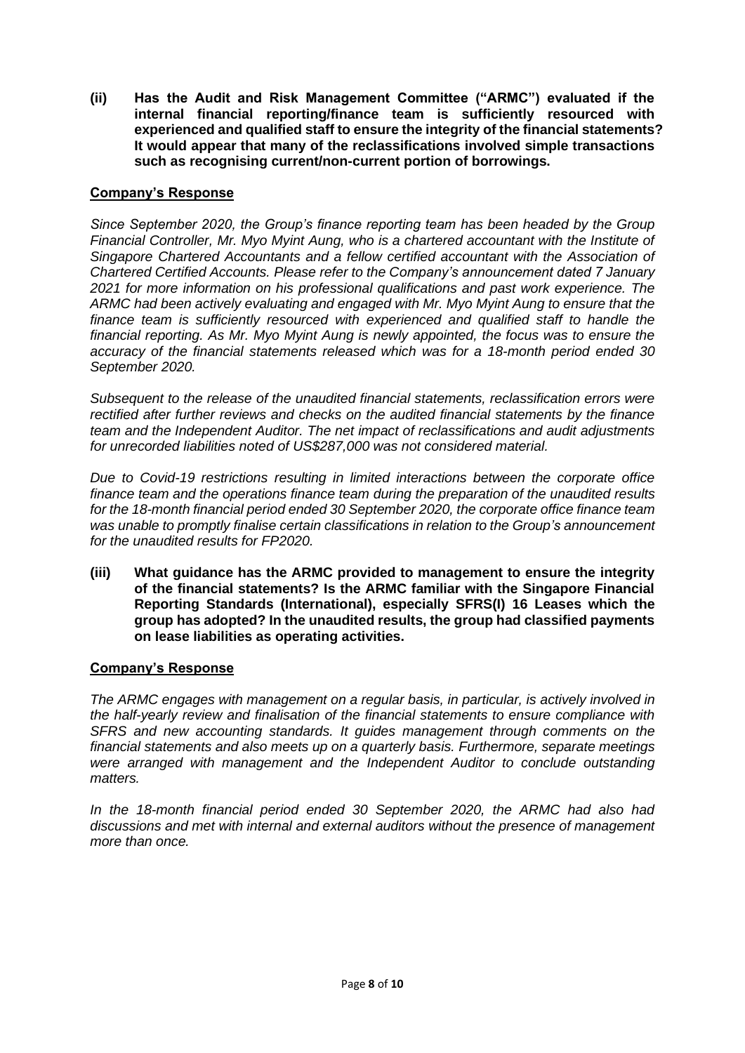**(ii) Has the Audit and Risk Management Committee ("ARMC") evaluated if the internal financial reporting/finance team is sufficiently resourced with experienced and qualified staff to ensure the integrity of the financial statements? It would appear that many of the reclassifications involved simple transactions such as recognising current/non-current portion of borrowings.**

**Company's Response**

*Since September 2020, the Group's finance reporting team has been headed by the Group Financial Controller, Mr. Myo Myint Aung, who is a chartered accountant with the Institute of Singapore Chartered Accountants and a fellow certified accountant with the Association of Chartered Certified Accounts. Please refer to the Company's announcement dated 7 January 2021 for more information on his professional qualifications and past work experience. The ARMC had been actively evaluating and engaged with Mr. Myo Myint Aung to ensure that the finance team is sufficiently resourced with experienced and qualified staff to handle the financial reporting. As Mr. Myo Myint Aung is newly appointed, the focus was to ensure the accuracy of the financial statements released which was for a 18-month period ended 30 September 2020.*

*Subsequent to the release of the unaudited financial statements, reclassification errors were rectified after further reviews and checks on the audited financial statements by the finance team and the Independent Auditor. The net impact of reclassifications and audit adjustments for unrecorded liabilities noted of US$287,000 was not considered material.*

*Due to Covid-19 restrictions resulting in limited interactions between the corporate office finance team and the operations finance team during the preparation of the unaudited results for the 18-month financial period ended 30 September 2020, the corporate office finance team was unable to promptly finalise certain classifications in relation to the Group's announcement for the unaudited results for FP2020.*

**(iii) What guidance has the ARMC provided to management to ensure the integrity of the financial statements? Is the ARMC familiar with the Singapore Financial Reporting Standards (International), especially SFRS(I) 16 Leases which the group has adopted? In the unaudited results, the group had classified payments on lease liabilities as operating activities.**

**Company's Response**

*The ARMC engages with management on a regular basis, in particular, is actively involved in the half-yearly review and finalisation of the financial statements to ensure compliance with SFRS and new accounting standards. It guides management through comments on the financial statements and also meets up on a quarterly basis. Furthermore, separate meetings were arranged with management and the Independent Auditor to conclude outstanding matters.*

*In the 18-month financial period ended 30 September 2020, the ARMC had also had discussions and met with internal and external auditors without the presence of management more than once.*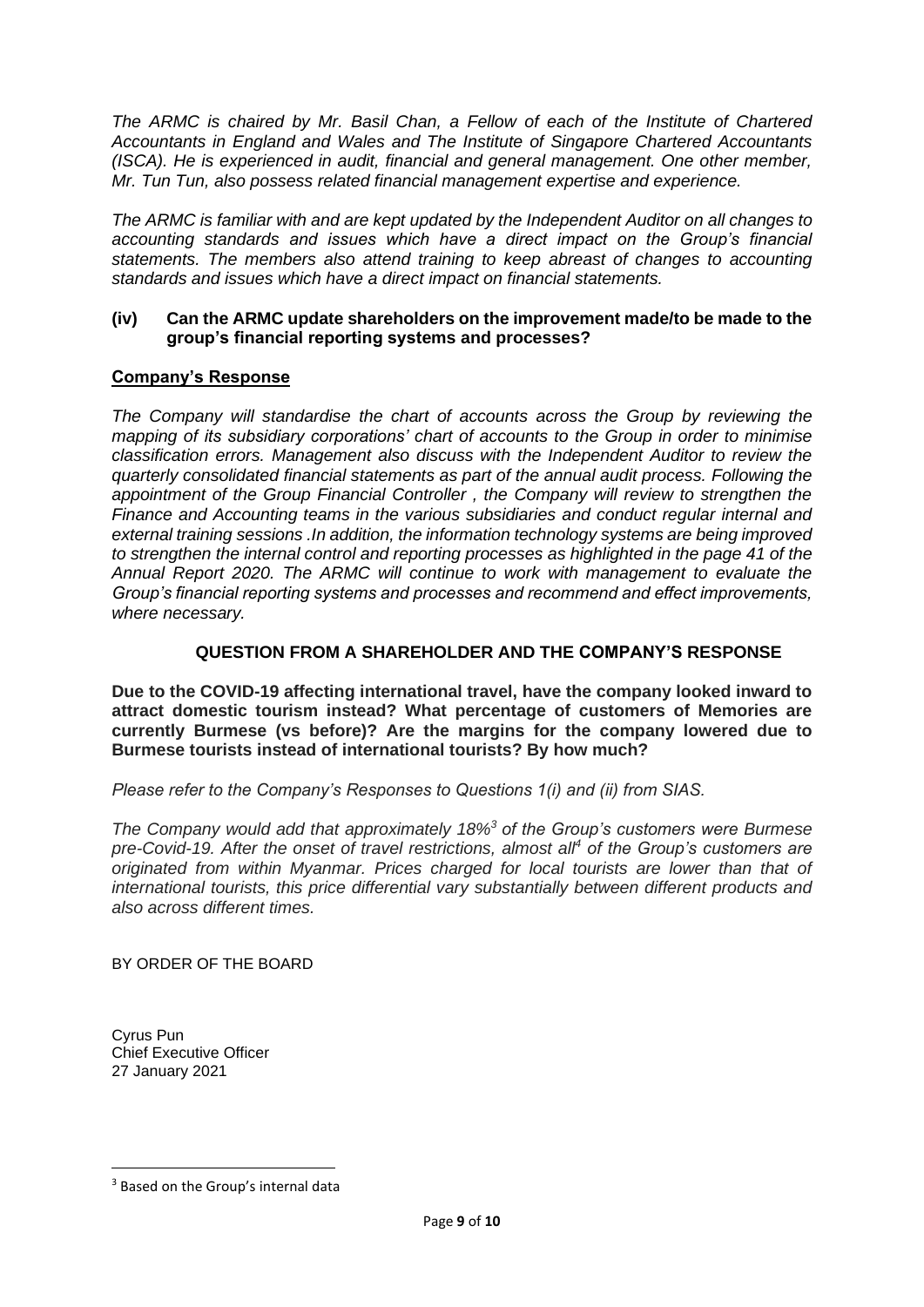*The ARMC is chaired by Mr. Basil Chan, a Fellow of each of the Institute of Chartered Accountants in England and Wales and The Institute of Singapore Chartered Accountants (ISCA). He is experienced in audit, financial and general management. One other member, Mr. Tun Tun, also possess related financial management expertise and experience.*

*The ARMC is familiar with and are kept updated by the Independent Auditor on all changes to accounting standards and issues which have a direct impact on the Group's financial statements. The members also attend training to keep abreast of changes to accounting standards and issues which have a direct impact on financial statements.*

**(iv) Can the ARMC update shareholders on the improvement made/to be made to the group's financial reporting systems and processes?**

**<u>Company's Response</u>**

*The Company will standardise the chart of accounts across the Group by reviewing the mapping of its subsidiary corporations' chart of accounts to the Group in order to minimise classification errors. Management also discuss with the Independent Auditor to review the quarterly consolidated financial statements as part of the annual audit process. Following the appointment of the Group Financial Controller , the Company will review to strengthen the Finance and Accounting teams in the various subsidiaries and conduct regular internal and external training sessions .In addition, the information technology systems are being improved to strengthen the internal control and reporting processes as highlighted in the page 41 of the Annual Report 2020. The ARMC will continue to work with management to evaluate the Group's financial reporting systems and processes and recommend and effect improvements, where necessary.*

## QUESTION FROM A SHAREHOLDER AND THE COMPANY'S RESPONSE

**Due to the COVID-19 affecting international travel, have the company looked inward to attract domestic tourism instead? What percentage of customers of Memories are currently Burmese (vs before)? Are the margins for the company lowered due to Burmese tourists instead of international tourists? By how much?**

*Please refer to the Company's Responses to Questions 1(i) and (ii) from SIAS.*

*The Company would add that approximately 18%[3] of the Group's customers were Burmese pre-Covid-19. After the onset of travel restrictions, almost all[4] of the Group's customers are originated from within Myanmar. Prices charged for local tourists are lower than that of international tourists, this price differential vary substantially between different products and also across different times.*

BY ORDER OF THE BOARD

Cyrus Pun
Chief Executive Officer
27 January 2021

---

[3] Based on the Group's internal data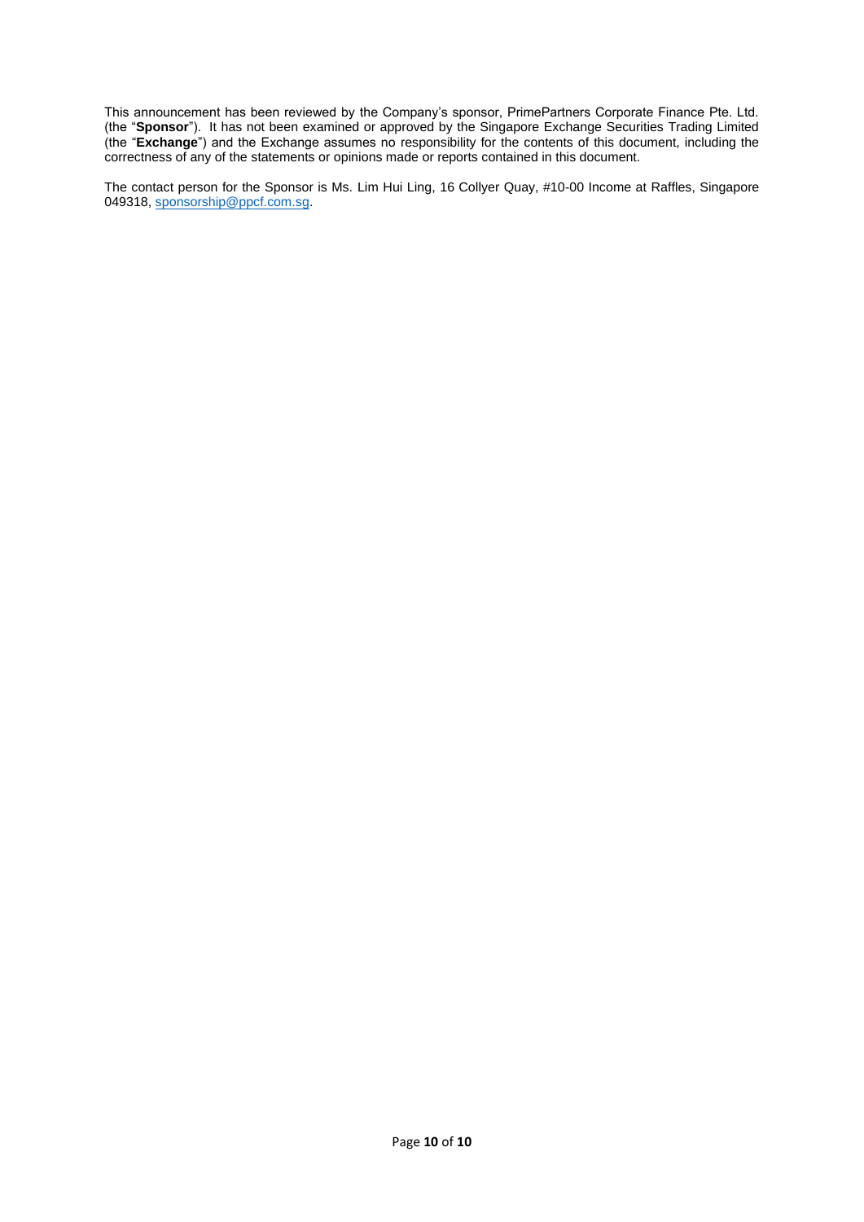This announcement has been reviewed by the Company's sponsor, PrimePartners Corporate Finance Pte. Ltd. (the "**Sponsor**"). It has not been examined or approved by the Singapore Exchange Securities Trading Limited (the "**Exchange**") and the Exchange assumes no responsibility for the contents of this document, including the correctness of any of the statements or opinions made or reports contained in this document.

The contact person for the Sponsor is Ms. Lim Hui Ling, 16 Collyer Quay, #10-00 Income at Raffles, Singapore 049318, sponsorship@ppcf.com.sg.